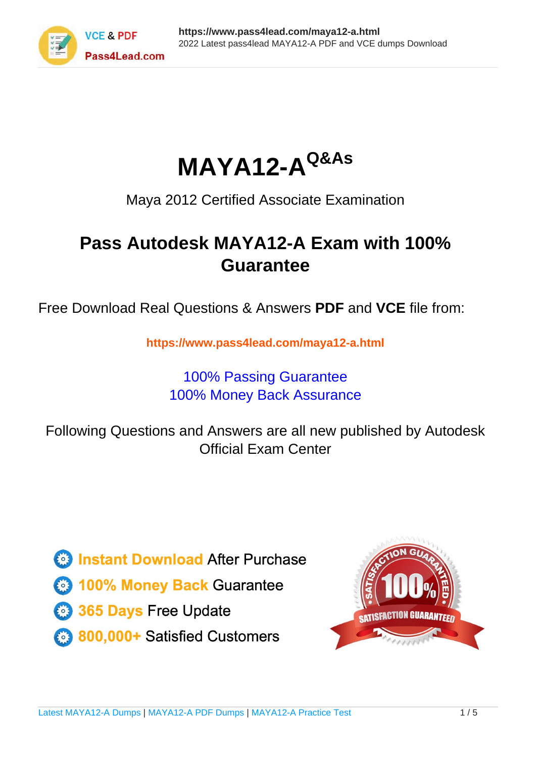# MAYA12-A Q&As

Maya 2012 Certified Associate Examination

## Pass Autodesk MAYA12-A Exam with 100% Guarantee

Free Download Real Questions & Answers **PDF** and **VCE** file from:

**https://www.pass4lead.com/maya12-a.html**

100% Passing Guarantee
100% Money Back Assurance

Following Questions and Answers are all new published by Autodesk Official Exam Center

- Instant Download After Purchase
- 100% Money Back Guarantee
- 365 Days Free Update
- 800,000+ Satisfied Customers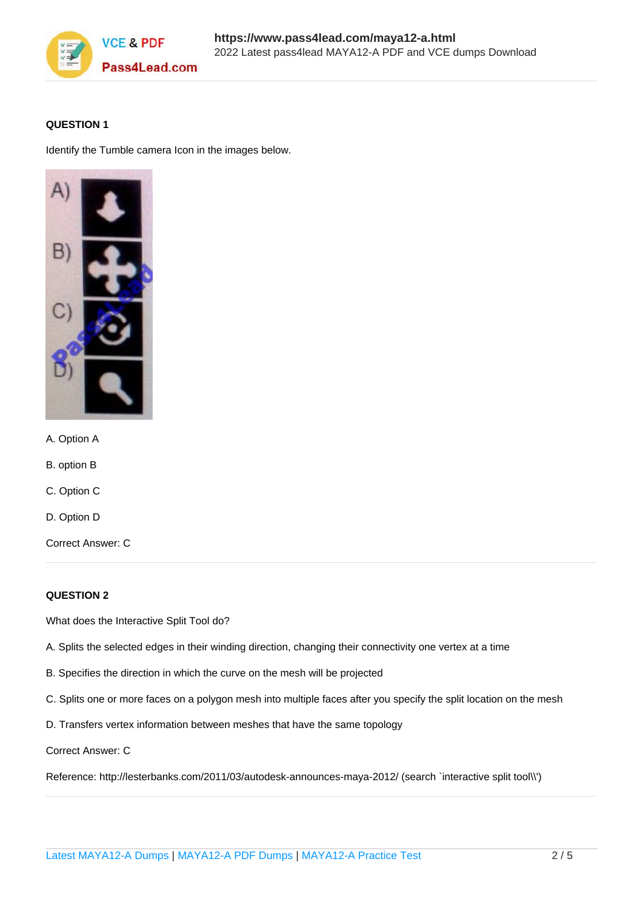**QUESTION 1**

Identify the Tumble camera Icon in the images below.

A. Option A

B. option B

C. Option C

D. Option D

Correct Answer: C

**QUESTION 2**

What does the Interactive Split Tool do?

A. Splits the selected edges in their winding direction, changing their connectivity one vertex at a time

B. Specifies the direction in which the curve on the mesh will be projected

C. Splits one or more faces on a polygon mesh into multiple faces after you specify the split location on the mesh

D. Transfers vertex information between meshes that have the same topology

Correct Answer: C

Reference: http://lesterbanks.com/2011/03/autodesk-announces-maya-2012/ (search `interactive split tool\\')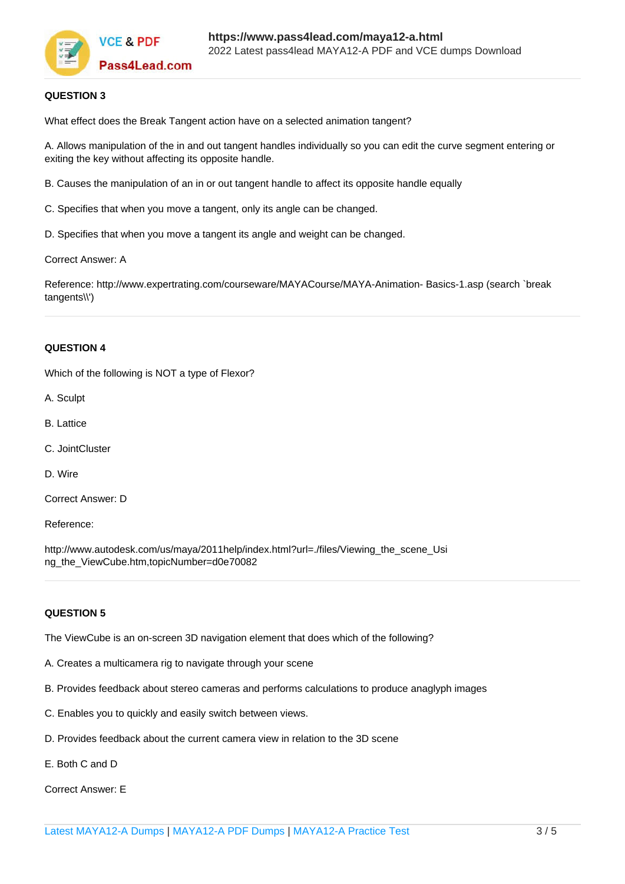**QUESTION 3**

What effect does the Break Tangent action have on a selected animation tangent?

A. Allows manipulation of the in and out tangent handles individually so you can edit the curve segment entering or exiting the key without affecting its opposite handle.

B. Causes the manipulation of an in or out tangent handle to affect its opposite handle equally

C. Specifies that when you move a tangent, only its angle can be changed.

D. Specifies that when you move a tangent its angle and weight can be changed.

Correct Answer: A

Reference: http://www.expertrating.com/courseware/MAYACourse/MAYA-Animation- Basics-1.asp (search `break tangents\\')

**QUESTION 4**

Which of the following is NOT a type of Flexor?

A. Sculpt

B. Lattice

C. JointCluster

D. Wire

Correct Answer: D

Reference:

http://www.autodesk.com/us/maya/2011help/index.html?url=./files/Viewing_the_scene_Using_the_ViewCube.htm,topicNumber=d0e70082

**QUESTION 5**

The ViewCube is an on-screen 3D navigation element that does which of the following?

A. Creates a multicamera rig to navigate through your scene

B. Provides feedback about stereo cameras and performs calculations to produce anaglyph images

C. Enables you to quickly and easily switch between views.

D. Provides feedback about the current camera view in relation to the 3D scene

E. Both C and D

Correct Answer: E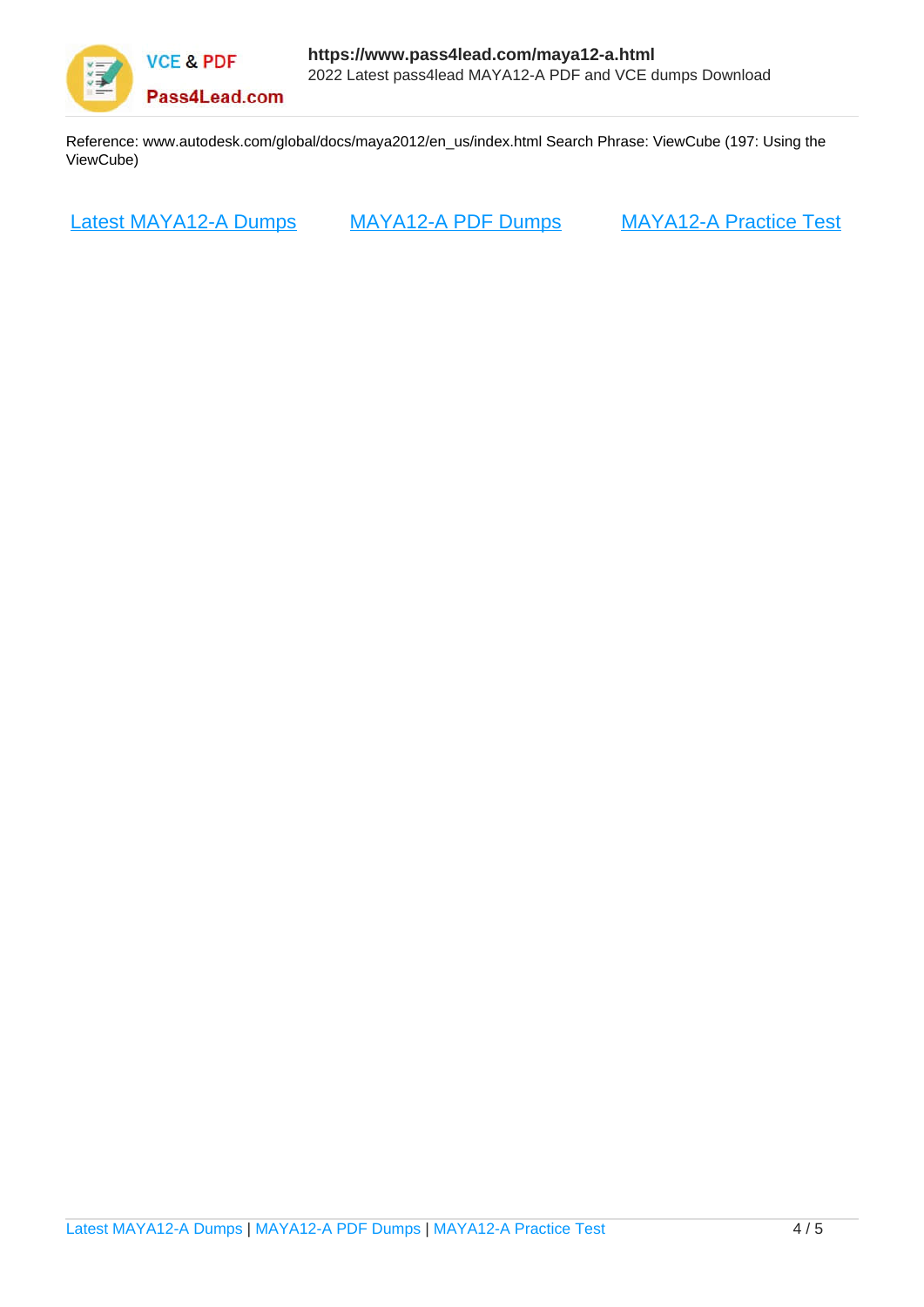Reference: www.autodesk.com/global/docs/maya2012/en_us/index.html Search Phrase: ViewCube (197: Using the ViewCube)

[Latest MAYA12-A Dumps] [MAYA12-A PDF Dumps] [MAYA12-A Practice Test]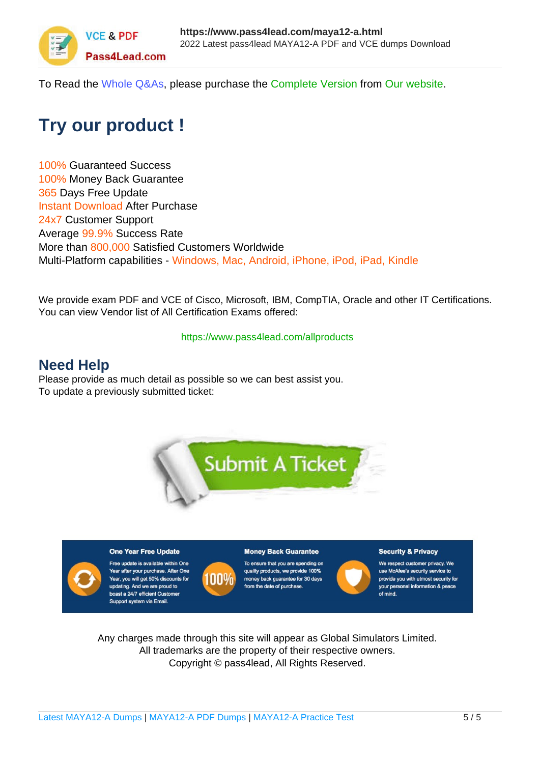To Read the Whole Q&As, please purchase the Complete Version from Our website.

# Try our product !

100% Guaranteed Success
100% Money Back Guarantee
365 Days Free Update
Instant Download After Purchase
24x7 Customer Support
Average 99.9% Success Rate
More than 800,000 Satisfied Customers Worldwide
Multi-Platform capabilities - Windows, Mac, Android, iPhone, iPod, iPad, Kindle

We provide exam PDF and VCE of Cisco, Microsoft, IBM, CompTIA, Oracle and other IT Certifications.
You can view Vendor list of All Certification Exams offered:

https://www.pass4lead.com/allproducts

## Need Help

Please provide as much detail as possible so we can best assist you.
To update a previously submitted ticket:

Submit A Ticket

**One Year Free Update**
Free update is available within One Year after your purchase. After One Year, you will get 50% discounts for updating. And we are proud to boast a 24/7 efficient Customer Support system via Email.

**Money Back Guarantee**
To ensure that you are spending on quality products, we provide 100% money back guarantee for 30 days from the date of purchase.

**Security & Privacy**
We respect customer privacy. We use McAfee's security service to provide you with utmost security for your personal information & peace of mind.

Any charges made through this site will appear as Global Simulators Limited.
All trademarks are the property of their respective owners.
Copyright © pass4lead, All Rights Reserved.